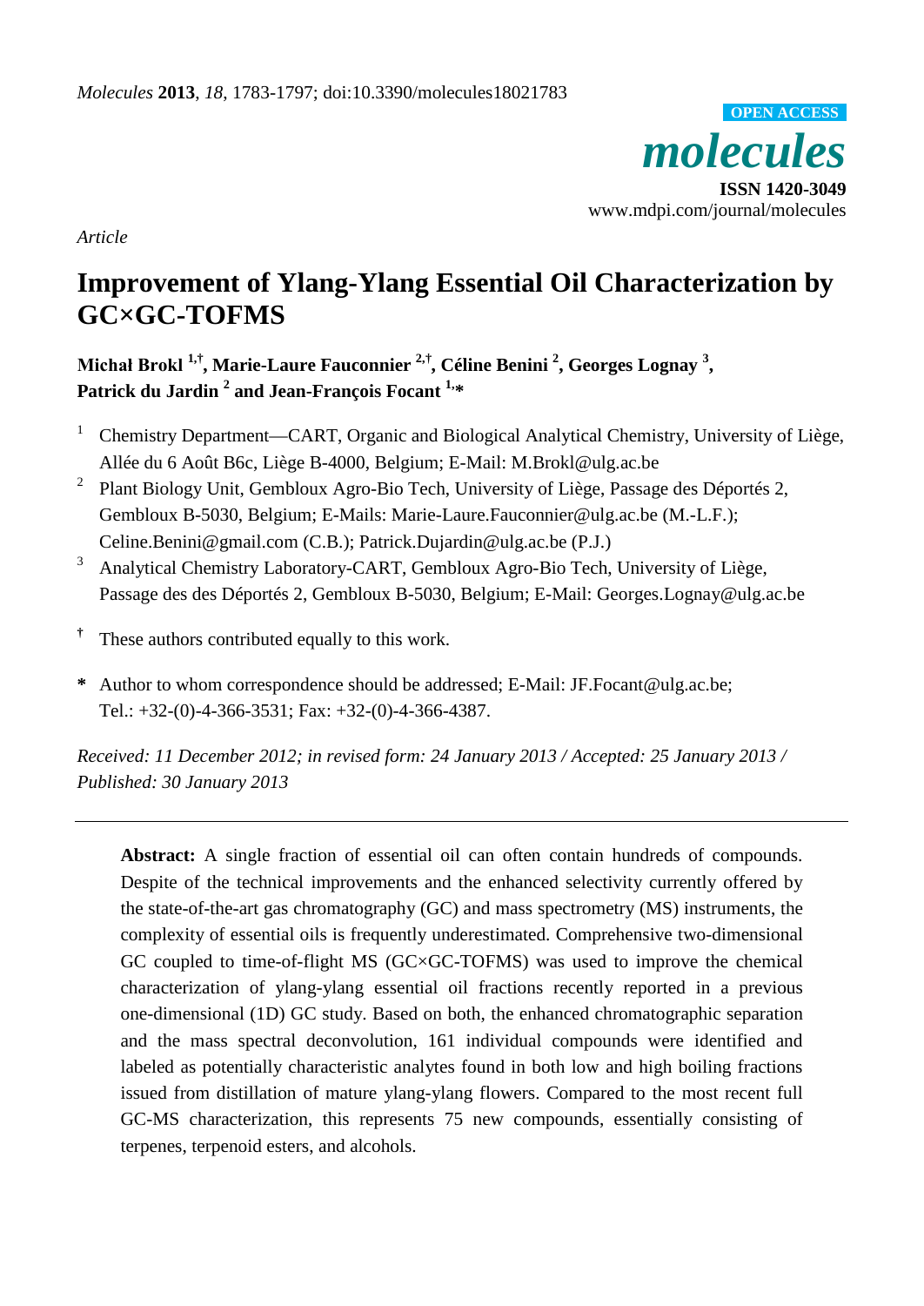*Article*

# Improvement of Ylang-Ylang Essential Oil Characterization by GC×GC-TOFMS

**Michał Brokl [1,†], Marie-Laure Fauconnier [2,†], Céline Benini [2], Georges Lognay [3], Patrick du Jardin [2] and Jean-François Focant [1,*]**

1. Chemistry Department—CART, Organic and Biological Analytical Chemistry, University of Liège, Allée du 6 Août B6c, Liège B-4000, Belgium; E-Mail: M.Brokl@ulg.ac.be
2. Plant Biology Unit, Gembloux Agro-Bio Tech, University of Liège, Passage des Déportés 2, Gembloux B-5030, Belgium; E-Mails: Marie-Laure.Fauconnier@ulg.ac.be (M.-L.F.); Celine.Benini@gmail.com (C.B.); Patrick.Dujardin@ulg.ac.be (P.J.)
3. Analytical Chemistry Laboratory-CART, Gembloux Agro-Bio Tech, University of Liège, Passage des des Déportés 2, Gembloux B-5030, Belgium; E-Mail: Georges.Lognay@ulg.ac.be

† These authors contributed equally to this work.

\* Author to whom correspondence should be addressed; E-Mail: JF.Focant@ulg.ac.be; Tel.: +32-(0)-4-366-3531; Fax: +32-(0)-4-366-4387.

*Received: 11 December 2012; in revised form: 24 January 2013 / Accepted: 25 January 2013 / Published: 30 January 2013*

---

**Abstract:** A single fraction of essential oil can often contain hundreds of compounds. Despite of the technical improvements and the enhanced selectivity currently offered by the state-of-the-art gas chromatography (GC) and mass spectrometry (MS) instruments, the complexity of essential oils is frequently underestimated. Comprehensive two-dimensional GC coupled to time-of-flight MS (GC×GC-TOFMS) was used to improve the chemical characterization of ylang-ylang essential oil fractions recently reported in a previous one-dimensional (1D) GC study. Based on both, the enhanced chromatographic separation and the mass spectral deconvolution, 161 individual compounds were identified and labeled as potentially characteristic analytes found in both low and high boiling fractions issued from distillation of mature ylang-ylang flowers. Compared to the most recent full GC-MS characterization, this represents 75 new compounds, essentially consisting of terpenes, terpenoid esters, and alcohols.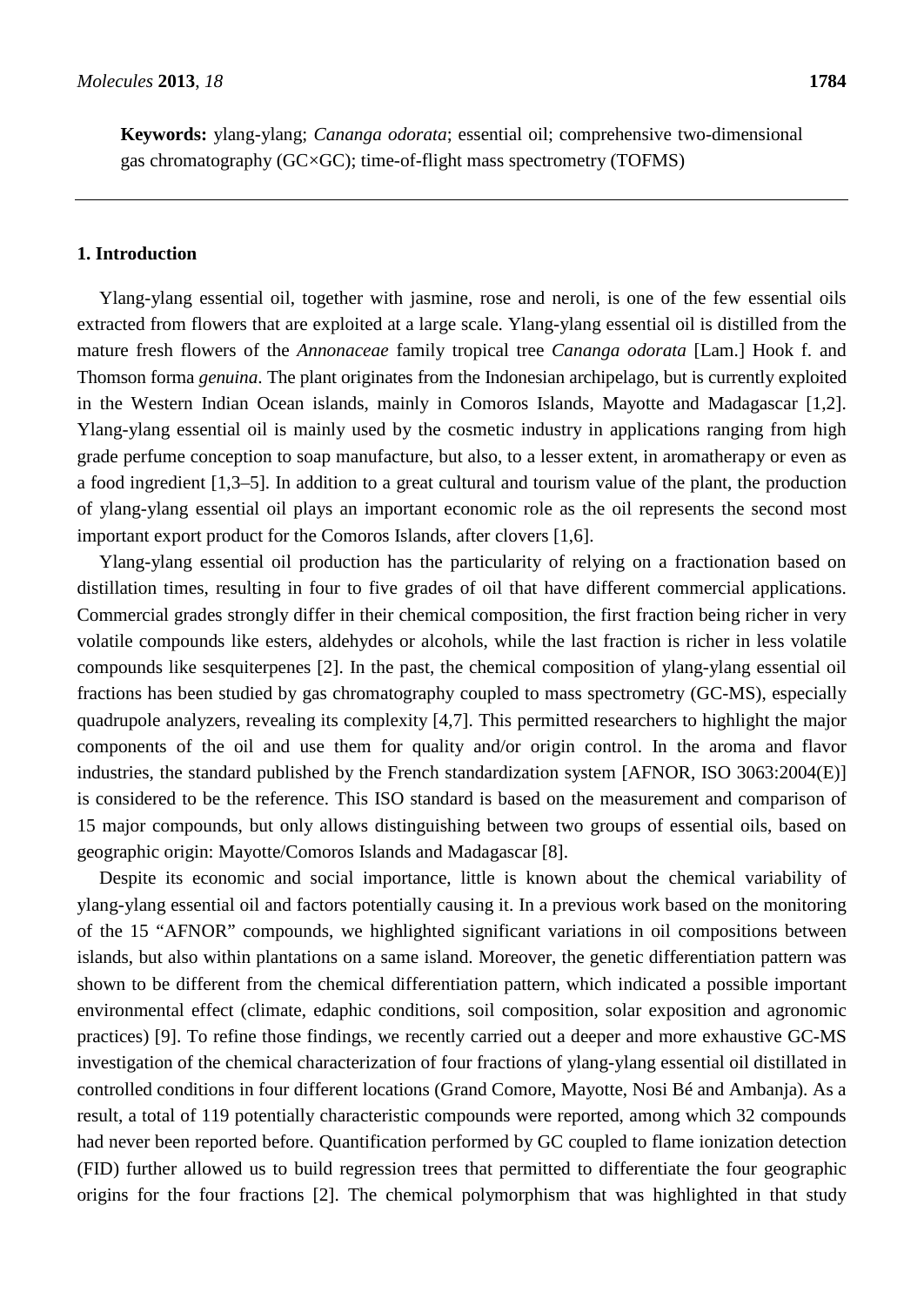**Keywords:** ylang-ylang; *Cananga odorata*; essential oil; comprehensive two-dimensional gas chromatography (GC×GC); time-of-flight mass spectrometry (TOFMS)

## 1. Introduction

Ylang-ylang essential oil, together with jasmine, rose and neroli, is one of the few essential oils extracted from flowers that are exploited at a large scale. Ylang-ylang essential oil is distilled from the mature fresh flowers of the *Annonaceae* family tropical tree *Cananga odorata* [Lam.] Hook f. and Thomson forma *genuina*. The plant originates from the Indonesian archipelago, but is currently exploited in the Western Indian Ocean islands, mainly in Comoros Islands, Mayotte and Madagascar [1,2]. Ylang-ylang essential oil is mainly used by the cosmetic industry in applications ranging from high grade perfume conception to soap manufacture, but also, to a lesser extent, in aromatherapy or even as a food ingredient [1,3–5]. In addition to a great cultural and tourism value of the plant, the production of ylang-ylang essential oil plays an important economic role as the oil represents the second most important export product for the Comoros Islands, after clovers [1,6].

Ylang-ylang essential oil production has the particularity of relying on a fractionation based on distillation times, resulting in four to five grades of oil that have different commercial applications. Commercial grades strongly differ in their chemical composition, the first fraction being richer in very volatile compounds like esters, aldehydes or alcohols, while the last fraction is richer in less volatile compounds like sesquiterpenes [2]. In the past, the chemical composition of ylang-ylang essential oil fractions has been studied by gas chromatography coupled to mass spectrometry (GC-MS), especially quadrupole analyzers, revealing its complexity [4,7]. This permitted researchers to highlight the major components of the oil and use them for quality and/or origin control. In the aroma and flavor industries, the standard published by the French standardization system [AFNOR, ISO 3063:2004(E)] is considered to be the reference. This ISO standard is based on the measurement and comparison of 15 major compounds, but only allows distinguishing between two groups of essential oils, based on geographic origin: Mayotte/Comoros Islands and Madagascar [8].

Despite its economic and social importance, little is known about the chemical variability of ylang-ylang essential oil and factors potentially causing it. In a previous work based on the monitoring of the 15 "AFNOR" compounds, we highlighted significant variations in oil compositions between islands, but also within plantations on a same island. Moreover, the genetic differentiation pattern was shown to be different from the chemical differentiation pattern, which indicated a possible important environmental effect (climate, edaphic conditions, soil composition, solar exposition and agronomic practices) [9]. To refine those findings, we recently carried out a deeper and more exhaustive GC-MS investigation of the chemical characterization of four fractions of ylang-ylang essential oil distillated in controlled conditions in four different locations (Grand Comore, Mayotte, Nosi Bé and Ambanja). As a result, a total of 119 potentially characteristic compounds were reported, among which 32 compounds had never been reported before. Quantification performed by GC coupled to flame ionization detection (FID) further allowed us to build regression trees that permitted to differentiate the four geographic origins for the four fractions [2]. The chemical polymorphism that was highlighted in that study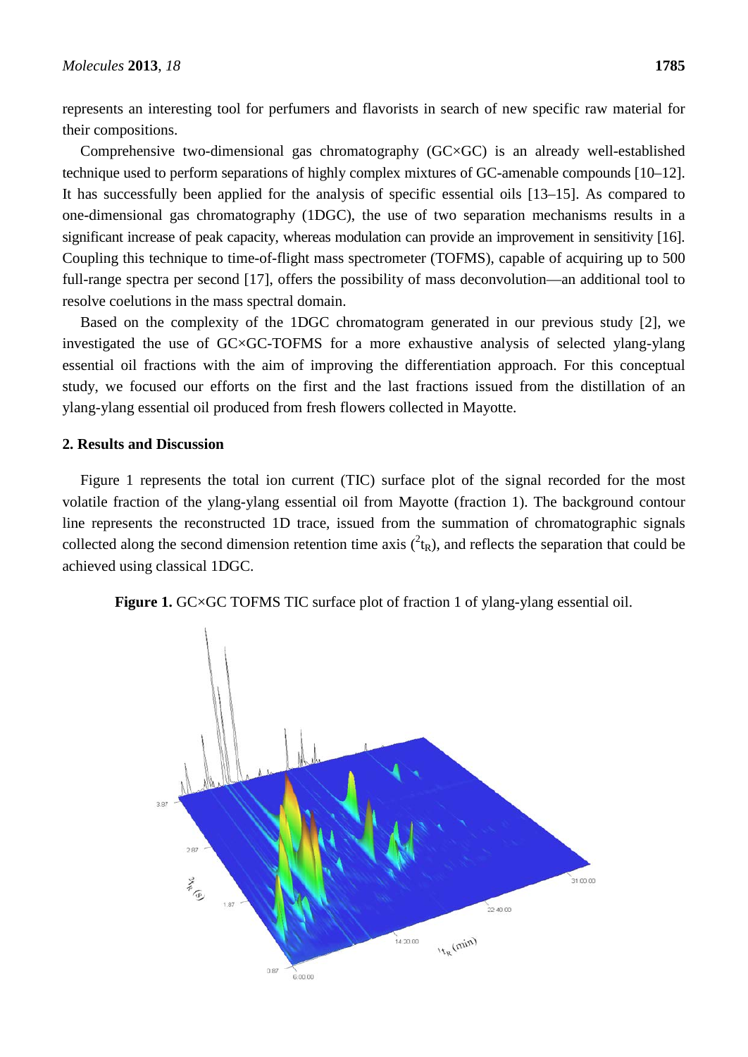represents an interesting tool for perfumers and flavorists in search of new specific raw material for their compositions.

Comprehensive two-dimensional gas chromatography (GC×GC) is an already well-established technique used to perform separations of highly complex mixtures of GC-amenable compounds [10–12]. It has successfully been applied for the analysis of specific essential oils [13–15]. As compared to one-dimensional gas chromatography (1DGC), the use of two separation mechanisms results in a significant increase of peak capacity, whereas modulation can provide an improvement in sensitivity [16]. Coupling this technique to time-of-flight mass spectrometer (TOFMS), capable of acquiring up to 500 full-range spectra per second [17], offers the possibility of mass deconvolution—an additional tool to resolve coelutions in the mass spectral domain.

Based on the complexity of the 1DGC chromatogram generated in our previous study [2], we investigated the use of GC×GC-TOFMS for a more exhaustive analysis of selected ylang-ylang essential oil fractions with the aim of improving the differentiation approach. For this conceptual study, we focused our efforts on the first and the last fractions issued from the distillation of an ylang-ylang essential oil produced from fresh flowers collected in Mayotte.

## 2. Results and Discussion

Figure 1 represents the total ion current (TIC) surface plot of the signal recorded for the most volatile fraction of the ylang-ylang essential oil from Mayotte (fraction 1). The background contour line represents the reconstructed 1D trace, issued from the summation of chromatographic signals collected along the second dimension retention time axis (${}^{2}t_R$), and reflects the separation that could be achieved using classical 1DGC.

**Figure 1.** GC×GC TOFMS TIC surface plot of fraction 1 of ylang-ylang essential oil.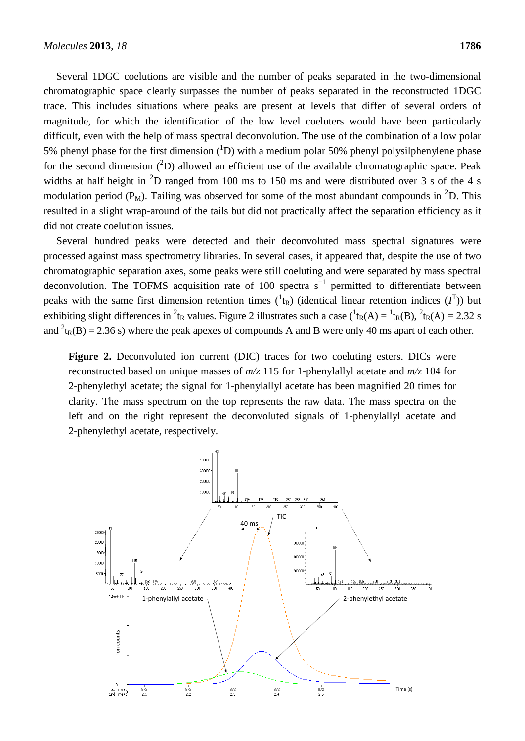Several 1DGC coelutions are visible and the number of peaks separated in the two-dimensional chromatographic space clearly surpasses the number of peaks separated in the reconstructed 1DGC trace. This includes situations where peaks are present at levels that differ of several orders of magnitude, for which the identification of the low level coeluters would have been particularly difficult, even with the help of mass spectral deconvolution. The use of the combination of a low polar 5% phenyl phase for the first dimension ($^{1}$D) with a medium polar 50% phenyl polysilphenylene phase for the second dimension ($^{2}$D) allowed an efficient use of the available chromatographic space. Peak widths at half height in $^{2}$D ranged from 100 ms to 150 ms and were distributed over 3 s of the 4 s modulation period ($P_M$). Tailing was observed for some of the most abundant compounds in $^{2}$D. This resulted in a slight wrap-around of the tails but did not practically affect the separation efficiency as it did not create coelution issues.

Several hundred peaks were detected and their deconvoluted mass spectral signatures were processed against mass spectrometry libraries. In several cases, it appeared that, despite the use of two chromatographic separation axes, some peaks were still coeluting and were separated by mass spectral deconvolution. The TOFMS acquisition rate of 100 spectra s$^{-1}$ permitted to differentiate between peaks with the same first dimension retention times ($^{1}t_R$) (identical linear retention indices ($I^T$)) but exhibiting slight differences in $^{2}t_R$ values. Figure 2 illustrates such a case ($^{1}t_R(A) = {}^{1}t_R(B)$, $^{2}t_R(A) = 2.32$ s and $^{2}t_R(B) = 2.36$ s) where the peak apexes of compounds A and B were only 40 ms apart of each other.

**Figure 2.** Deconvoluted ion current (DIC) traces for two coeluting esters. DICs were reconstructed based on unique masses of *m/z* 115 for 1-phenylallyl acetate and *m/z* 104 for 2-phenylethyl acetate; the signal for 1-phenylallyl acetate has been magnified 20 times for clarity. The mass spectrum on the top represents the raw data. The mass spectra on the left and on the right represent the deconvoluted signals of 1-phenylallyl acetate and 2-phenylethyl acetate, respectively.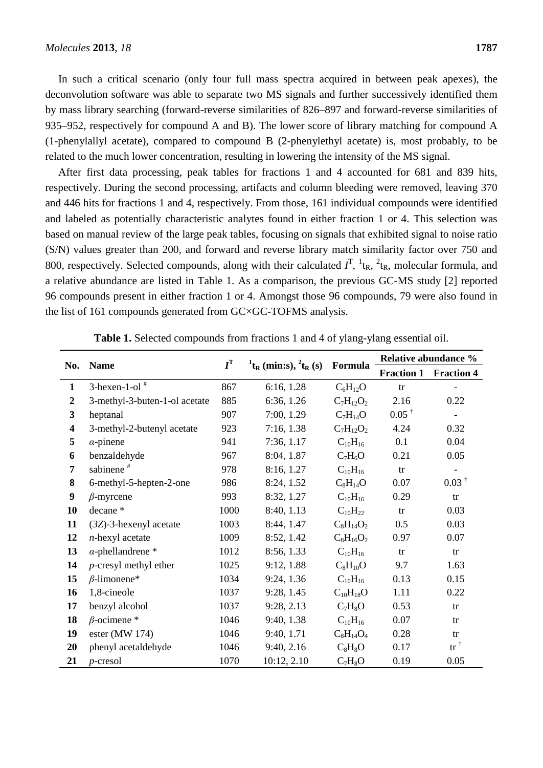In such a critical scenario (only four full mass spectra acquired in between peak apexes), the deconvolution software was able to separate two MS signals and further successively identified them by mass library searching (forward-reverse similarities of 826–897 and forward-reverse similarities of 935–952, respectively for compound A and B). The lower score of library matching for compound A (1-phenylallyl acetate), compared to compound B (2-phenylethyl acetate) is, most probably, to be related to the much lower concentration, resulting in lowering the intensity of the MS signal.

After first data processing, peak tables for fractions 1 and 4 accounted for 681 and 839 hits, respectively. During the second processing, artifacts and column bleeding were removed, leaving 370 and 446 hits for fractions 1 and 4, respectively. From those, 161 individual compounds were identified and labeled as potentially characteristic analytes found in either fraction 1 or 4. This selection was based on manual review of the large peak tables, focusing on signals that exhibited signal to noise ratio (S/N) values greater than 200, and forward and reverse library match similarity factor over 750 and 800, respectively. Selected compounds, along with their calculated $I^T$, $^1t_R$, $^2t_R$, molecular formula, and a relative abundance are listed in Table 1. As a comparison, the previous GC-MS study [2] reported 96 compounds present in either fraction 1 or 4. Amongst those 96 compounds, 79 were also found in the list of 161 compounds generated from GC×GC-TOFMS analysis.

**Table 1.** Selected compounds from fractions 1 and 4 of ylang-ylang essential oil.

| No. | Name | $I^T$ | $^1t_R$ (min:s), $^2t_R$ (s) | Formula | Relative abundance % | |
|---|---|---|---|---|---|---|
| | | | | | **Fraction 1** | **Fraction 4** |
| **1** | 3-hexen-1-ol # | 867 | 6:16, 1.28 | $C_6H_{12}O$ | tr | - |
| **2** | 3-methyl-3-buten-1-ol acetate | 885 | 6:36, 1.26 | $C_7H_{12}O_2$ | 2.16 | 0.22 |
| **3** | heptanal | 907 | 7:00, 1.29 | $C_7H_{14}O$ | 0.05 † | - |
| **4** | 3-methyl-2-butenyl acetate | 923 | 7:16, 1.38 | $C_7H_{12}O_2$ | 4.24 | 0.32 |
| **5** | *α*-pinene | 941 | 7:36, 1.17 | $C_{10}H_{16}$ | 0.1 | 0.04 |
| **6** | benzaldehyde | 967 | 8:04, 1.87 | $C_7H_6O$ | 0.21 | 0.05 |
| **7** | sabinene # | 978 | 8:16, 1.27 | $C_{10}H_{16}$ | tr | - |
| **8** | 6-methyl-5-hepten-2-one | 986 | 8:24, 1.52 | $C_8H_{14}O$ | 0.07 | 0.03 † |
| **9** | *β*-myrcene | 993 | 8:32, 1.27 | $C_{10}H_{16}$ | 0.29 | tr |
| **10** | decane * | 1000 | 8:40, 1.13 | $C_{10}H_{22}$ | tr | 0.03 |
| **11** | (*3Z*)-3-hexenyl acetate | 1003 | 8:44, 1.47 | $C_8H_{14}O_2$ | 0.5 | 0.03 |
| **12** | *n*-hexyl acetate | 1009 | 8:52, 1.42 | $C_8H_{16}O_2$ | 0.97 | 0.07 |
| **13** | *α*-phellandrene * | 1012 | 8:56, 1.33 | $C_{10}H_{16}$ | tr | tr |
| **14** | *p*-cresyl methyl ether | 1025 | 9:12, 1.88 | $C_8H_{10}O$ | 9.7 | 1.63 |
| **15** | *β*-limonene* | 1034 | 9:24, 1.36 | $C_{10}H_{16}$ | 0.13 | 0.15 |
| **16** | 1,8-cineole | 1037 | 9:28, 1.45 | $C_{10}H_{18}O$ | 1.11 | 0.22 |
| **17** | benzyl alcohol | 1037 | 9:28, 2.13 | $C_7H_8O$ | 0.53 | tr |
| **18** | *β*-ocimene * | 1046 | 9:40, 1.38 | $C_{10}H_{16}$ | 0.07 | tr |
| **19** | ester (MW 174) | 1046 | 9:40, 1.71 | $C_8H_{14}O_4$ | 0.28 | tr |
| **20** | phenyl acetaldehyde | 1046 | 9:40, 2.16 | $C_8H_8O$ | 0.17 | tr † |
| **21** | *p*-cresol | 1070 | 10:12, 2.10 | $C_7H_8O$ | 0.19 | 0.05 |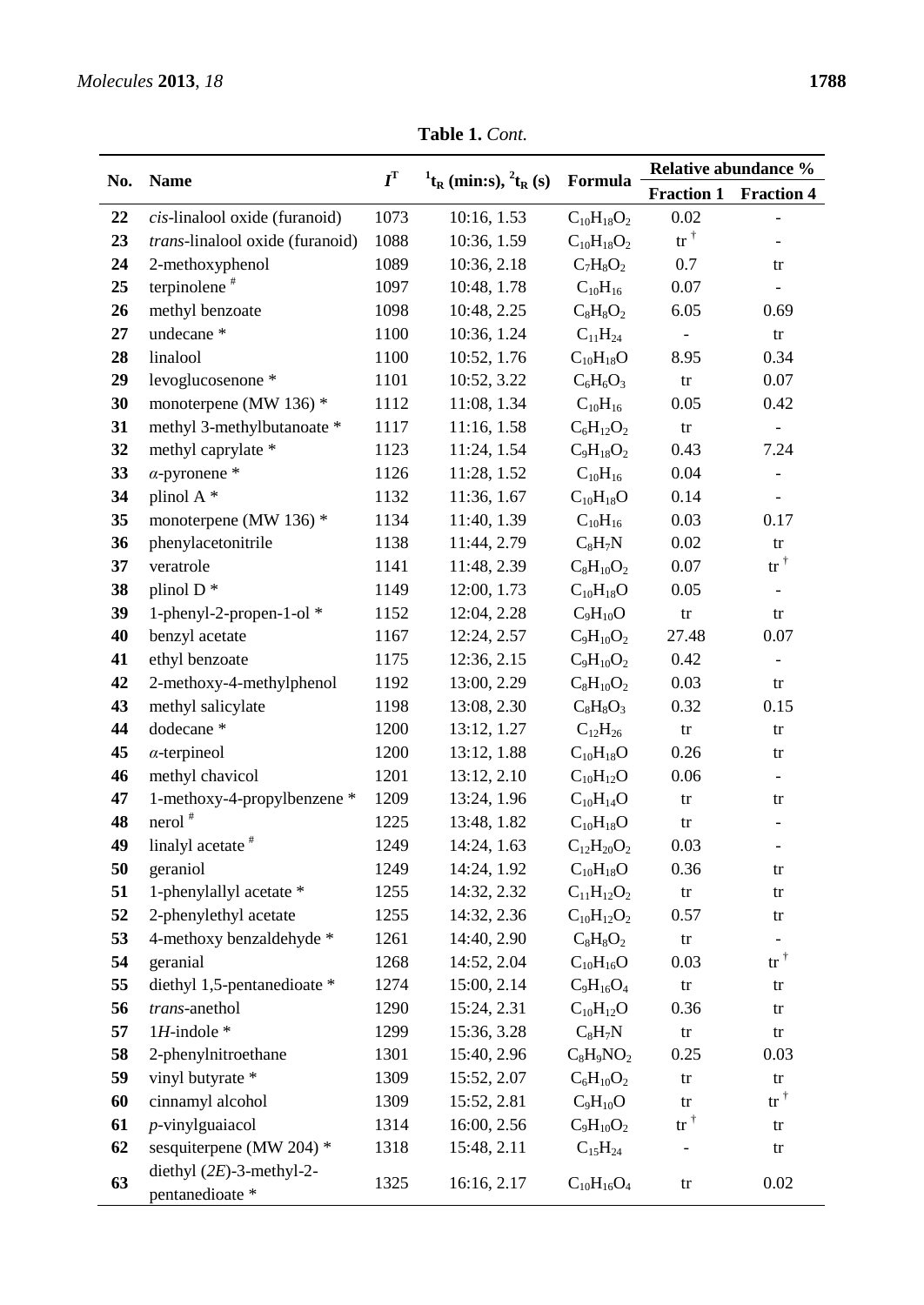**Table 1.** *Cont.*

| No. | Name | $I^T$ | $^1t_R$ (min:s), $^2t_R$ (s) | Formula | Relative abundance % | |
|---|---|---|---|---|---|---|
| | | | | | **Fraction 1** | **Fraction 4** |
| **22** | *cis*-linalool oxide (furanoid) | 1073 | 10:16, 1.53 | $C_{10}H_{18}O_2$ | 0.02 | - |
| **23** | *trans*-linalool oxide (furanoid) | 1088 | 10:36, 1.59 | $C_{10}H_{18}O_2$ | tr [†] | - |
| **24** | 2-methoxyphenol | 1089 | 10:36, 2.18 | $C_7H_8O_2$ | 0.7 | tr |
| **25** | terpinolene [#] | 1097 | 10:48, 1.78 | $C_{10}H_{16}$ | 0.07 | - |
| **26** | methyl benzoate | 1098 | 10:48, 2.25 | $C_8H_8O_2$ | 6.05 | 0.69 |
| **27** | undecane * | 1100 | 10:36, 1.24 | $C_{11}H_{24}$ | - | tr |
| **28** | linalool | 1100 | 10:52, 1.76 | $C_{10}H_{18}O$ | 8.95 | 0.34 |
| **29** | levoglucosenone * | 1101 | 10:52, 3.22 | $C_6H_6O_3$ | tr | 0.07 |
| **30** | monoterpene (MW 136) * | 1112 | 11:08, 1.34 | $C_{10}H_{16}$ | 0.05 | 0.42 |
| **31** | methyl 3-methylbutanoate * | 1117 | 11:16, 1.58 | $C_6H_{12}O_2$ | tr | - |
| **32** | methyl caprylate * | 1123 | 11:24, 1.54 | $C_9H_{18}O_2$ | 0.43 | 7.24 |
| **33** | *α*-pyronene * | 1126 | 11:28, 1.52 | $C_{10}H_{16}$ | 0.04 | - |
| **34** | plinol A * | 1132 | 11:36, 1.67 | $C_{10}H_{18}O$ | 0.14 | - |
| **35** | monoterpene (MW 136) * | 1134 | 11:40, 1.39 | $C_{10}H_{16}$ | 0.03 | 0.17 |
| **36** | phenylacetonitrile | 1138 | 11:44, 2.79 | $C_8H_7N$ | 0.02 | tr |
| **37** | veratrole | 1141 | 11:48, 2.39 | $C_8H_{10}O_2$ | 0.07 | tr [†] |
| **38** | plinol D * | 1149 | 12:00, 1.73 | $C_{10}H_{18}O$ | 0.05 | - |
| **39** | 1-phenyl-2-propen-1-ol * | 1152 | 12:04, 2.28 | $C_9H_{10}O$ | tr | tr |
| **40** | benzyl acetate | 1167 | 12:24, 2.57 | $C_9H_{10}O_2$ | 27.48 | 0.07 |
| **41** | ethyl benzoate | 1175 | 12:36, 2.15 | $C_9H_{10}O_2$ | 0.42 | - |
| **42** | 2-methoxy-4-methylphenol | 1192 | 13:00, 2.29 | $C_8H_{10}O_2$ | 0.03 | tr |
| **43** | methyl salicylate | 1198 | 13:08, 2.30 | $C_8H_8O_3$ | 0.32 | 0.15 |
| **44** | dodecane * | 1200 | 13:12, 1.27 | $C_{12}H_{26}$ | tr | tr |
| **45** | *α*-terpineol | 1200 | 13:12, 1.88 | $C_{10}H_{18}O$ | 0.26 | tr |
| **46** | methyl chavicol | 1201 | 13:12, 2.10 | $C_{10}H_{12}O$ | 0.06 | - |
| **47** | 1-methoxy-4-propylbenzene * | 1209 | 13:24, 1.96 | $C_{10}H_{14}O$ | tr | tr |
| **48** | nerol [#] | 1225 | 13:48, 1.82 | $C_{10}H_{18}O$ | tr | - |
| **49** | linalyl acetate [#] | 1249 | 14:24, 1.63 | $C_{12}H_{20}O_2$ | 0.03 | - |
| **50** | geraniol | 1249 | 14:24, 1.92 | $C_{10}H_{18}O$ | 0.36 | tr |
| **51** | 1-phenylallyl acetate * | 1255 | 14:32, 2.32 | $C_{11}H_{12}O_2$ | tr | tr |
| **52** | 2-phenylethyl acetate | 1255 | 14:32, 2.36 | $C_{10}H_{12}O_2$ | 0.57 | tr |
| **53** | 4-methoxy benzaldehyde * | 1261 | 14:40, 2.90 | $C_8H_8O_2$ | tr | - |
| **54** | geranial | 1268 | 14:52, 2.04 | $C_{10}H_{16}O$ | 0.03 | tr [†] |
| **55** | diethyl 1,5-pentanedioate * | 1274 | 15:00, 2.14 | $C_9H_{16}O_4$ | tr | tr |
| **56** | *trans*-anethol | 1290 | 15:24, 2.31 | $C_{10}H_{12}O$ | 0.36 | tr |
| **57** | 1*H*-indole * | 1299 | 15:36, 3.28 | $C_8H_7N$ | tr | tr |
| **58** | 2-phenylnitroethane | 1301 | 15:40, 2.96 | $C_8H_9NO_2$ | 0.25 | 0.03 |
| **59** | vinyl butyrate * | 1309 | 15:52, 2.07 | $C_6H_{10}O_2$ | tr | tr |
| **60** | cinnamyl alcohol | 1309 | 15:52, 2.81 | $C_9H_{10}O$ | tr | tr [†] |
| **61** | *p*-vinylguaiacol | 1314 | 16:00, 2.56 | $C_9H_{10}O_2$ | tr [†] | tr |
| **62** | sesquiterpene (MW 204) * | 1318 | 15:48, 2.11 | $C_{15}H_{24}$ | - | tr |
| **63** | diethyl (2*E*)-3-methyl-2-pentanedioate * | 1325 | 16:16, 2.17 | $C_{10}H_{16}O_4$ | tr | 0.02 |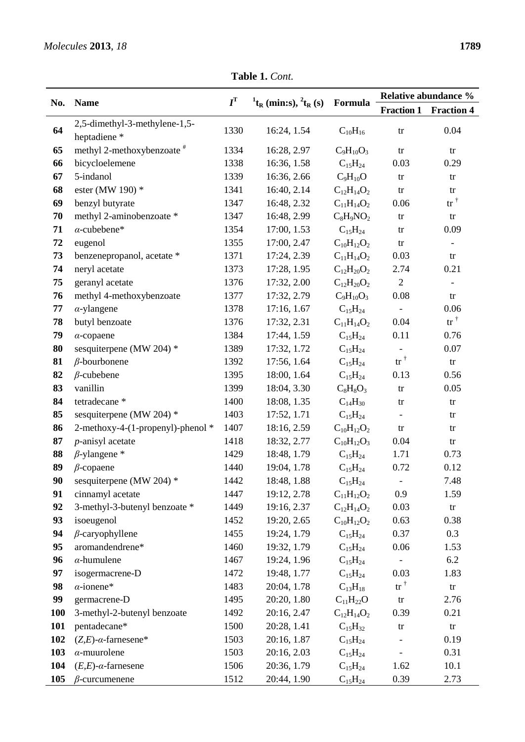**Table 1.** *Cont.*

| No. | Name | $I^T$ | $^1t_R$ (min:s), $^2t_R$ (s) | Formula | Relative abundance % | |
|---|---|---|---|---|---|---|
| | | | | | **Fraction 1** | **Fraction 4** |
| **64** | 2,5-dimethyl-3-methylene-1,5-heptadiene * | 1330 | 16:24, 1.54 | $C_{10}H_{16}$ | tr | 0.04 |
| **65** | methyl 2-methoxybenzoate # | 1334 | 16:28, 2.97 | $C_9H_{10}O_3$ | tr | tr |
| **66** | bicycloelemene | 1338 | 16:36, 1.58 | $C_{15}H_{24}$ | 0.03 | 0.29 |
| **67** | 5-indanol | 1339 | 16:36, 2.66 | $C_9H_{10}O$ | tr | tr |
| **68** | ester (MW 190) * | 1341 | 16:40, 2.14 | $C_{12}H_{14}O_2$ | tr | tr |
| **69** | benzyl butyrate | 1347 | 16:48, 2.32 | $C_{11}H_{14}O_2$ | 0.06 | tr † |
| **70** | methyl 2-aminobenzoate * | 1347 | 16:48, 2.99 | $C_8H_9NO_2$ | tr | tr |
| **71** | *α*-cubebene* | 1354 | 17:00, 1.53 | $C_{15}H_{24}$ | tr | 0.09 |
| **72** | eugenol | 1355 | 17:00, 2.47 | $C_{10}H_{12}O_2$ | tr | - |
| **73** | benzenepropanol, acetate * | 1371 | 17:24, 2.39 | $C_{11}H_{14}O_2$ | 0.03 | tr |
| **74** | neryl acetate | 1373 | 17:28, 1.95 | $C_{12}H_{20}O_2$ | 2.74 | 0.21 |
| **75** | geranyl acetate | 1376 | 17:32, 2.00 | $C_{12}H_{20}O_2$ | 2 | - |
| **76** | methyl 4-methoxybenzoate | 1377 | 17:32, 2.79 | $C_9H_{10}O_3$ | 0.08 | tr |
| **77** | *α*-ylangene | 1378 | 17:16, 1.67 | $C_{15}H_{24}$ | - | 0.06 |
| **78** | butyl benzoate | 1376 | 17:32, 2.31 | $C_{11}H_{14}O_2$ | 0.04 | tr † |
| **79** | *α*-copaene | 1384 | 17:44, 1.59 | $C_{15}H_{24}$ | 0.11 | 0.76 |
| **80** | sesquiterpene (MW 204) * | 1389 | 17:32, 1.72 | $C_{15}H_{24}$ | - | 0.07 |
| **81** | *β*-bourbonene | 1392 | 17:56, 1.64 | $C_{15}H_{24}$ | tr † | tr |
| **82** | *β*-cubebene | 1395 | 18:00, 1.64 | $C_{15}H_{24}$ | 0.13 | 0.56 |
| **83** | vanillin | 1399 | 18:04, 3.30 | $C_8H_8O_3$ | tr | 0.05 |
| **84** | tetradecane * | 1400 | 18:08, 1.35 | $C_{14}H_{30}$ | tr | tr |
| **85** | sesquiterpene (MW 204) * | 1403 | 17:52, 1.71 | $C_{15}H_{24}$ | - | tr |
| **86** | 2-methoxy-4-(1-propenyl)-phenol * | 1407 | 18:16, 2.59 | $C_{10}H_{12}O_2$ | tr | tr |
| **87** | *p*-anisyl acetate | 1418 | 18:32, 2.77 | $C_{10}H_{12}O_3$ | 0.04 | tr |
| **88** | *β*-ylangene * | 1429 | 18:48, 1.79 | $C_{15}H_{24}$ | 1.71 | 0.73 |
| **89** | *β*-copaene | 1440 | 19:04, 1.78 | $C_{15}H_{24}$ | 0.72 | 0.12 |
| **90** | sesquiterpene (MW 204) * | 1442 | 18:48, 1.88 | $C_{15}H_{24}$ | - | 7.48 |
| **91** | cinnamyl acetate | 1447 | 19:12, 2.78 | $C_{11}H_{12}O_2$ | 0.9 | 1.59 |
| **92** | 3-methyl-3-butenyl benzoate * | 1449 | 19:16, 2.37 | $C_{12}H_{14}O_2$ | 0.03 | tr |
| **93** | isoeugenol | 1452 | 19:20, 2.65 | $C_{10}H_{12}O_2$ | 0.63 | 0.38 |
| **94** | *β*-caryophyllene | 1455 | 19:24, 1.79 | $C_{15}H_{24}$ | 0.37 | 0.3 |
| **95** | aromandendrene* | 1460 | 19:32, 1.79 | $C_{15}H_{24}$ | 0.06 | 1.53 |
| **96** | *α*-humulene | 1467 | 19:24, 1.96 | $C_{15}H_{24}$ | - | 6.2 |
| **97** | isogermacrene-D | 1472 | 19:48, 1.77 | $C_{15}H_{24}$ | 0.03 | 1.83 |
| **98** | *α*-ionene* | 1483 | 20:04, 1.78 | $C_{13}H_{18}$ | tr † | tr |
| **99** | germacrene-D | 1495 | 20:20, 1.80 | $C_{11}H_{22}O$ | tr | 2.76 |
| **100** | 3-methyl-2-butenyl benzoate | 1492 | 20:16, 2.47 | $C_{12}H_{14}O_2$ | 0.39 | 0.21 |
| **101** | pentadecane* | 1500 | 20:28, 1.41 | $C_{15}H_{32}$ | tr | tr |
| **102** | (*Z,E*)-*α*-farnesene* | 1503 | 20:16, 1.87 | $C_{15}H_{24}$ | - | 0.19 |
| **103** | *α*-muurolene | 1503 | 20:16, 2.03 | $C_{15}H_{24}$ | - | 0.31 |
| **104** | (*E,E*)-*α*-farnesene | 1506 | 20:36, 1.79 | $C_{15}H_{24}$ | 1.62 | 10.1 |
| **105** | *β*-curcumenene | 1512 | 20:44, 1.90 | $C_{15}H_{24}$ | 0.39 | 2.73 |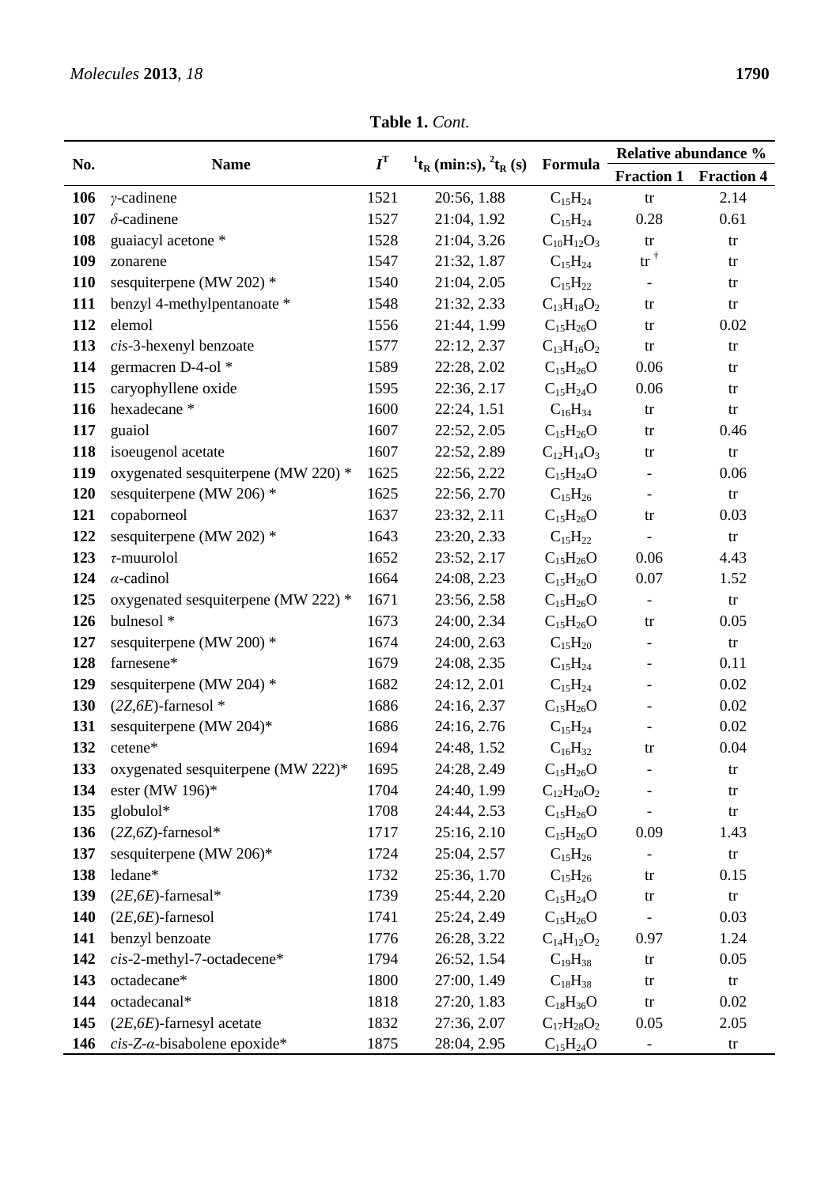**Table 1.** *Cont.*

| No. | Name | $I^T$ | $^1t_R$ (min:s), $^2t_R$ (s) | Formula | Relative abundance % | |
|---|---|---|---|---|---|---|
| | | | | | Fraction 1 | Fraction 4 |
| **106** | $\gamma$-cadinene | 1521 | 20:56, 1.88 | $C_{15}H_{24}$ | tr | 2.14 |
| **107** | $\delta$-cadinene | 1527 | 21:04, 1.92 | $C_{15}H_{24}$ | 0.28 | 0.61 |
| **108** | guaiacyl acetone * | 1528 | 21:04, 3.26 | $C_{10}H_{12}O_3$ | tr | tr |
| **109** | zonarene | 1547 | 21:32, 1.87 | $C_{15}H_{24}$ | tr † | tr |
| **110** | sesquiterpene (MW 202) * | 1540 | 21:04, 2.05 | $C_{15}H_{22}$ | - | tr |
| **111** | benzyl 4-methylpentanoate * | 1548 | 21:32, 2.33 | $C_{13}H_{18}O_2$ | tr | tr |
| **112** | elemol | 1556 | 21:44, 1.99 | $C_{15}H_{26}O$ | tr | 0.02 |
| **113** | *cis*-3-hexenyl benzoate | 1577 | 22:12, 2.37 | $C_{13}H_{16}O_2$ | tr | tr |
| **114** | germacren D-4-ol * | 1589 | 22:28, 2.02 | $C_{15}H_{26}O$ | 0.06 | tr |
| **115** | caryophyllene oxide | 1595 | 22:36, 2.17 | $C_{15}H_{24}O$ | 0.06 | tr |
| **116** | hexadecane * | 1600 | 22:24, 1.51 | $C_{16}H_{34}$ | tr | tr |
| **117** | guaiol | 1607 | 22:52, 2.05 | $C_{15}H_{26}O$ | tr | 0.46 |
| **118** | isoeugenol acetate | 1607 | 22:52, 2.89 | $C_{12}H_{14}O_3$ | tr | tr |
| **119** | oxygenated sesquiterpene (MW 220) * | 1625 | 22:56, 2.22 | $C_{15}H_{24}O$ | - | 0.06 |
| **120** | sesquiterpene (MW 206) * | 1625 | 22:56, 2.70 | $C_{15}H_{26}$ | - | tr |
| **121** | copaborneol | 1637 | 23:32, 2.11 | $C_{15}H_{26}O$ | tr | 0.03 |
| **122** | sesquiterpene (MW 202) * | 1643 | 23:20, 2.33 | $C_{15}H_{22}$ | - | tr |
| **123** | $\tau$-muurolol | 1652 | 23:52, 2.17 | $C_{15}H_{26}O$ | 0.06 | 4.43 |
| **124** | $\alpha$-cadinol | 1664 | 24:08, 2.23 | $C_{15}H_{26}O$ | 0.07 | 1.52 |
| **125** | oxygenated sesquiterpene (MW 222) * | 1671 | 23:56, 2.58 | $C_{15}H_{26}O$ | - | tr |
| **126** | bulnesol * | 1673 | 24:00, 2.34 | $C_{15}H_{26}O$ | tr | 0.05 |
| **127** | sesquiterpene (MW 200) * | 1674 | 24:00, 2.63 | $C_{15}H_{20}$ | - | tr |
| **128** | farnesene* | 1679 | 24:08, 2.35 | $C_{15}H_{24}$ | - | 0.11 |
| **129** | sesquiterpene (MW 204) * | 1682 | 24:12, 2.01 | $C_{15}H_{24}$ | - | 0.02 |
| **130** | (*2Z,6E*)-farnesol * | 1686 | 24:16, 2.37 | $C_{15}H_{26}O$ | - | 0.02 |
| **131** | sesquiterpene (MW 204)* | 1686 | 24:16, 2.76 | $C_{15}H_{24}$ | - | 0.02 |
| **132** | cetene* | 1694 | 24:48, 1.52 | $C_{16}H_{32}$ | tr | 0.04 |
| **133** | oxygenated sesquiterpene (MW 222)* | 1695 | 24:28, 2.49 | $C_{15}H_{26}O$ | - | tr |
| **134** | ester (MW 196)* | 1704 | 24:40, 1.99 | $C_{12}H_{20}O_2$ | - | tr |
| **135** | globulol* | 1708 | 24:44, 2.53 | $C_{15}H_{26}O$ | - | tr |
| **136** | (*2Z,6Z*)-farnesol* | 1717 | 25:16, 2.10 | $C_{15}H_{26}O$ | 0.09 | 1.43 |
| **137** | sesquiterpene (MW 206)* | 1724 | 25:04, 2.57 | $C_{15}H_{26}$ | - | tr |
| **138** | ledane* | 1732 | 25:36, 1.70 | $C_{15}H_{26}$ | tr | 0.15 |
| **139** | (*2E,6E*)-farnesal* | 1739 | 25:44, 2.20 | $C_{15}H_{24}O$ | tr | tr |
| **140** | (*2E,6E*)-farnesol | 1741 | 25:24, 2.49 | $C_{15}H_{26}O$ | - | 0.03 |
| **141** | benzyl benzoate | 1776 | 26:28, 3.22 | $C_{14}H_{12}O_2$ | 0.97 | 1.24 |
| **142** | *cis*-2-methyl-7-octadecene* | 1794 | 26:52, 1.54 | $C_{19}H_{38}$ | tr | 0.05 |
| **143** | octadecane* | 1800 | 27:00, 1.49 | $C_{18}H_{38}$ | tr | tr |
| **144** | octadecanal* | 1818 | 27:20, 1.83 | $C_{18}H_{36}O$ | tr | 0.02 |
| **145** | (*2E,6E*)-farnesyl acetate | 1832 | 27:36, 2.07 | $C_{17}H_{28}O_2$ | 0.05 | 2.05 |
| **146** | *cis*-*Z*-$\alpha$-bisabolene epoxide* | 1875 | 28:04, 2.95 | $C_{15}H_{24}O$ | - | tr |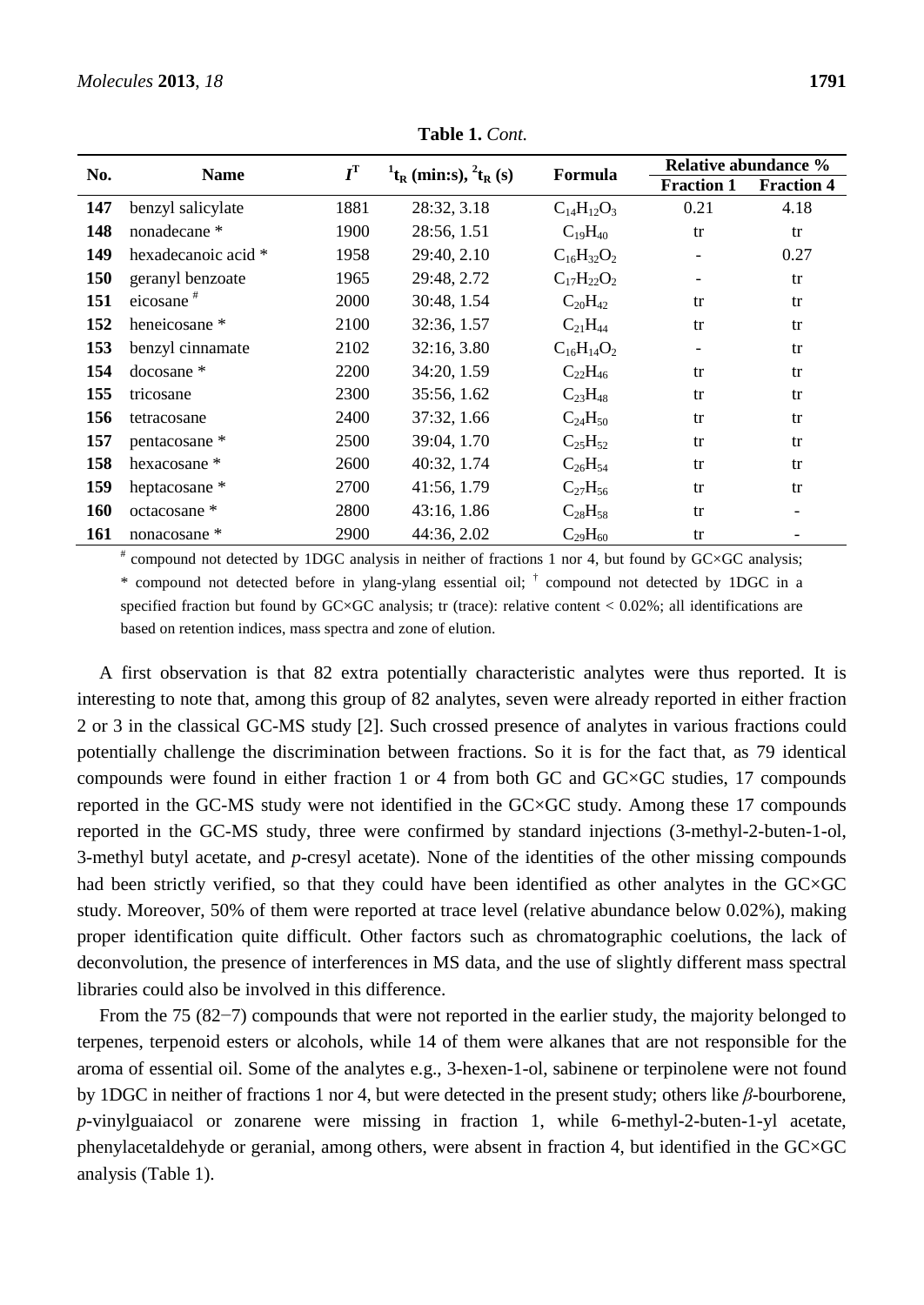**Table 1.** *Cont.*

| No. | Name | $I^T$ | $^1t_R$ (min:s), $^2t_R$ (s) | Formula | Relative abundance % | |
|---|---|---|---|---|---|---|
| | | | | | Fraction 1 | Fraction 4 |
| **147** | benzyl salicylate | 1881 | 28:32, 3.18 | $C_{14}H_{12}O_3$ | 0.21 | 4.18 |
| **148** | nonadecane * | 1900 | 28:56, 1.51 | $C_{19}H_{40}$ | tr | tr |
| **149** | hexadecanoic acid * | 1958 | 29:40, 2.10 | $C_{16}H_{32}O_2$ | - | 0.27 |
| **150** | geranyl benzoate | 1965 | 29:48, 2.72 | $C_{17}H_{22}O_2$ | - | tr |
| **151** | eicosane # | 2000 | 30:48, 1.54 | $C_{20}H_{42}$ | tr | tr |
| **152** | heneicosane * | 2100 | 32:36, 1.57 | $C_{21}H_{44}$ | tr | tr |
| **153** | benzyl cinnamate | 2102 | 32:16, 3.80 | $C_{16}H_{14}O_2$ | - | tr |
| **154** | docosane * | 2200 | 34:20, 1.59 | $C_{22}H_{46}$ | tr | tr |
| **155** | tricosane | 2300 | 35:56, 1.62 | $C_{23}H_{48}$ | tr | tr |
| **156** | tetracosane | 2400 | 37:32, 1.66 | $C_{24}H_{50}$ | tr | tr |
| **157** | pentacosane * | 2500 | 39:04, 1.70 | $C_{25}H_{52}$ | tr | tr |
| **158** | hexacosane * | 2600 | 40:32, 1.74 | $C_{26}H_{54}$ | tr | tr |
| **159** | heptacosane * | 2700 | 41:56, 1.79 | $C_{27}H_{56}$ | tr | tr |
| **160** | octacosane * | 2800 | 43:16, 1.86 | $C_{28}H_{58}$ | tr | - |
| **161** | nonacosane * | 2900 | 44:36, 2.02 | $C_{29}H_{60}$ | tr | - |

# compound not detected by 1DGC analysis in neither of fractions 1 nor 4, but found by GC×GC analysis; * compound not detected before in ylang-ylang essential oil; † compound not detected by 1DGC in a specified fraction but found by GC×GC analysis; tr (trace): relative content < 0.02%; all identifications are based on retention indices, mass spectra and zone of elution.

A first observation is that 82 extra potentially characteristic analytes were thus reported. It is interesting to note that, among this group of 82 analytes, seven were already reported in either fraction 2 or 3 in the classical GC-MS study [2]. Such crossed presence of analytes in various fractions could potentially challenge the discrimination between fractions. So it is for the fact that, as 79 identical compounds were found in either fraction 1 or 4 from both GC and GC×GC studies, 17 compounds reported in the GC-MS study were not identified in the GC×GC study. Among these 17 compounds reported in the GC-MS study, three were confirmed by standard injections (3-methyl-2-buten-1-ol, 3-methyl butyl acetate, and *p*-cresyl acetate). None of the identities of the other missing compounds had been strictly verified, so that they could have been identified as other analytes in the GC×GC study. Moreover, 50% of them were reported at trace level (relative abundance below 0.02%), making proper identification quite difficult. Other factors such as chromatographic coelutions, the lack of deconvolution, the presence of interferences in MS data, and the use of slightly different mass spectral libraries could also be involved in this difference.

From the 75 (82−7) compounds that were not reported in the earlier study, the majority belonged to terpenes, terpenoid esters or alcohols, while 14 of them were alkanes that are not responsible for the aroma of essential oil. Some of the analytes e.g., 3-hexen-1-ol, sabinene or terpinolene were not found by 1DGC in neither of fractions 1 nor 4, but were detected in the present study; others like *β*-bourborene, *p*-vinylguaiacol or zonarene were missing in fraction 1, while 6-methyl-2-buten-1-yl acetate, phenylacetaldehyde or geranial, among others, were absent in fraction 4, but identified in the GC×GC analysis (Table 1).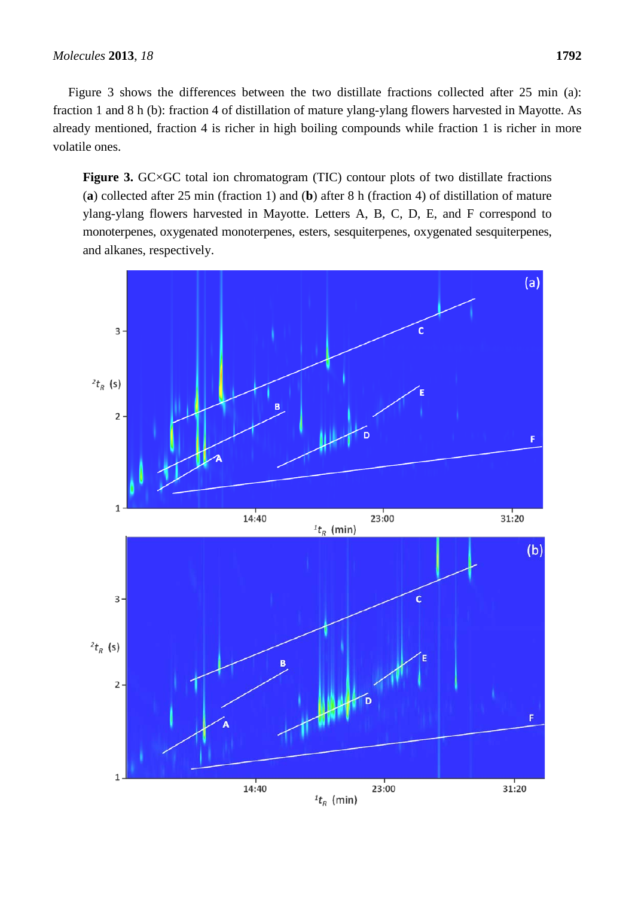Figure 3 shows the differences between the two distillate fractions collected after 25 min (a): fraction 1 and 8 h (b): fraction 4 of distillation of mature ylang-ylang flowers harvested in Mayotte. As already mentioned, fraction 4 is richer in high boiling compounds while fraction 1 is richer in more volatile ones.

**Figure 3.** GC×GC total ion chromatogram (TIC) contour plots of two distillate fractions (**a**) collected after 25 min (fraction 1) and (**b**) after 8 h (fraction 4) of distillation of mature ylang-ylang flowers harvested in Mayotte. Letters A, B, C, D, E, and F correspond to monoterpenes, oxygenated monoterpenes, esters, sesquiterpenes, oxygenated sesquiterpenes, and alkanes, respectively.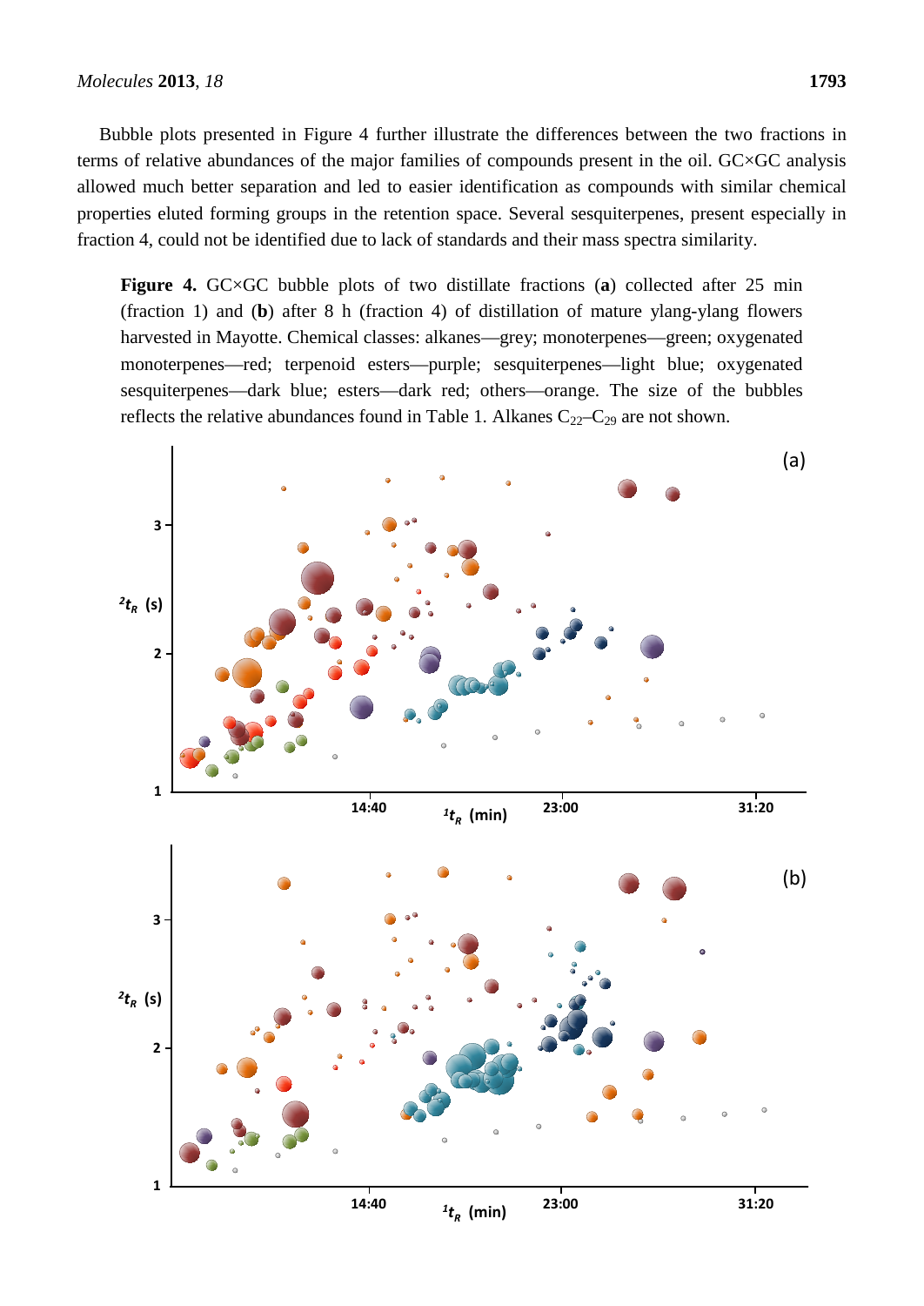Bubble plots presented in Figure 4 further illustrate the differences between the two fractions in terms of relative abundances of the major families of compounds present in the oil. GC×GC analysis allowed much better separation and led to easier identification as compounds with similar chemical properties eluted forming groups in the retention space. Several sesquiterpenes, present especially in fraction 4, could not be identified due to lack of standards and their mass spectra similarity.

**Figure 4.** GC×GC bubble plots of two distillate fractions (**a**) collected after 25 min (fraction 1) and (**b**) after 8 h (fraction 4) of distillation of mature ylang-ylang flowers harvested in Mayotte. Chemical classes: alkanes—grey; monoterpenes—green; oxygenated monoterpenes—red; terpenoid esters—purple; sesquiterpenes—light blue; oxygenated sesquiterpenes—dark blue; esters—dark red; others—orange. The size of the bubbles reflects the relative abundances found in Table 1. Alkanes $C_{22}$–$C_{29}$ are not shown.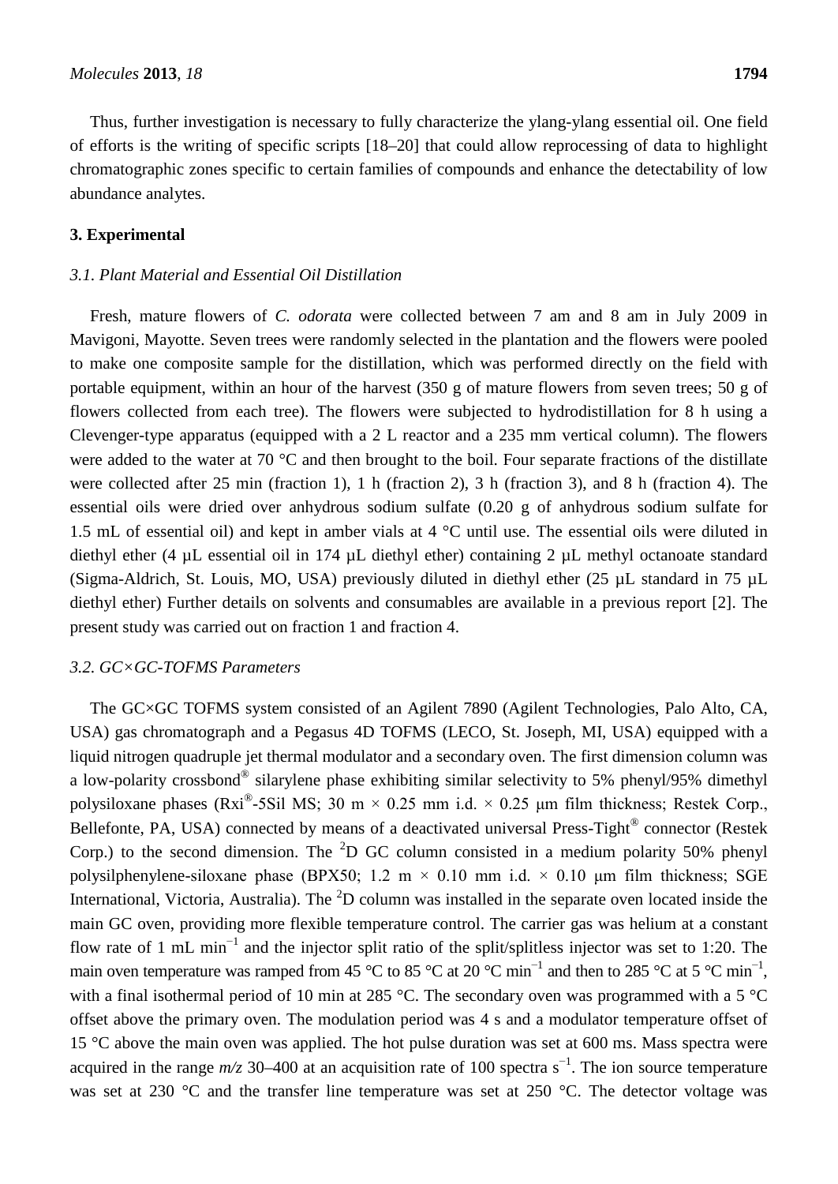Thus, further investigation is necessary to fully characterize the ylang-ylang essential oil. One field of efforts is the writing of specific scripts [18–20] that could allow reprocessing of data to highlight chromatographic zones specific to certain families of compounds and enhance the detectability of low abundance analytes.

## 3. Experimental

### *3.1. Plant Material and Essential Oil Distillation*

Fresh, mature flowers of *C. odorata* were collected between 7 am and 8 am in July 2009 in Mavigoni, Mayotte. Seven trees were randomly selected in the plantation and the flowers were pooled to make one composite sample for the distillation, which was performed directly on the field with portable equipment, within an hour of the harvest (350 g of mature flowers from seven trees; 50 g of flowers collected from each tree). The flowers were subjected to hydrodistillation for 8 h using a Clevenger-type apparatus (equipped with a 2 L reactor and a 235 mm vertical column). The flowers were added to the water at 70 °C and then brought to the boil. Four separate fractions of the distillate were collected after 25 min (fraction 1), 1 h (fraction 2), 3 h (fraction 3), and 8 h (fraction 4). The essential oils were dried over anhydrous sodium sulfate (0.20 g of anhydrous sodium sulfate for 1.5 mL of essential oil) and kept in amber vials at 4 °C until use. The essential oils were diluted in diethyl ether (4 µL essential oil in 174 µL diethyl ether) containing 2 µL methyl octanoate standard (Sigma-Aldrich, St. Louis, MO, USA) previously diluted in diethyl ether (25 µL standard in 75 µL diethyl ether) Further details on solvents and consumables are available in a previous report [2]. The present study was carried out on fraction 1 and fraction 4.

### *3.2. GC×GC-TOFMS Parameters*

The GC×GC TOFMS system consisted of an Agilent 7890 (Agilent Technologies, Palo Alto, CA, USA) gas chromatograph and a Pegasus 4D TOFMS (LECO, St. Joseph, MI, USA) equipped with a liquid nitrogen quadruple jet thermal modulator and a secondary oven. The first dimension column was a low-polarity crossbond® silarylene phase exhibiting similar selectivity to 5% phenyl/95% dimethyl polysiloxane phases (Rxi®-5Sil MS; 30 m × 0.25 mm i.d. × 0.25 µm film thickness; Restek Corp., Bellefonte, PA, USA) connected by means of a deactivated universal Press-Tight® connector (Restek Corp.) to the second dimension. The $^{2}$D GC column consisted in a medium polarity 50% phenyl polysilphenylene-siloxane phase (BPX50; 1.2 m × 0.10 mm i.d. × 0.10 µm film thickness; SGE International, Victoria, Australia). The $^{2}$D column was installed in the separate oven located inside the main GC oven, providing more flexible temperature control. The carrier gas was helium at a constant flow rate of 1 mL min$^{-1}$ and the injector split ratio of the split/splitless injector was set to 1:20. The main oven temperature was ramped from 45 °C to 85 °C at 20 °C min$^{-1}$ and then to 285 °C at 5 °C min$^{-1}$, with a final isothermal period of 10 min at 285 °C. The secondary oven was programmed with a 5 °C offset above the primary oven. The modulation period was 4 s and a modulator temperature offset of 15 °C above the main oven was applied. The hot pulse duration was set at 600 ms. Mass spectra were acquired in the range *m/z* 30–400 at an acquisition rate of 100 spectra s$^{-1}$. The ion source temperature was set at 230 °C and the transfer line temperature was set at 250 °C. The detector voltage was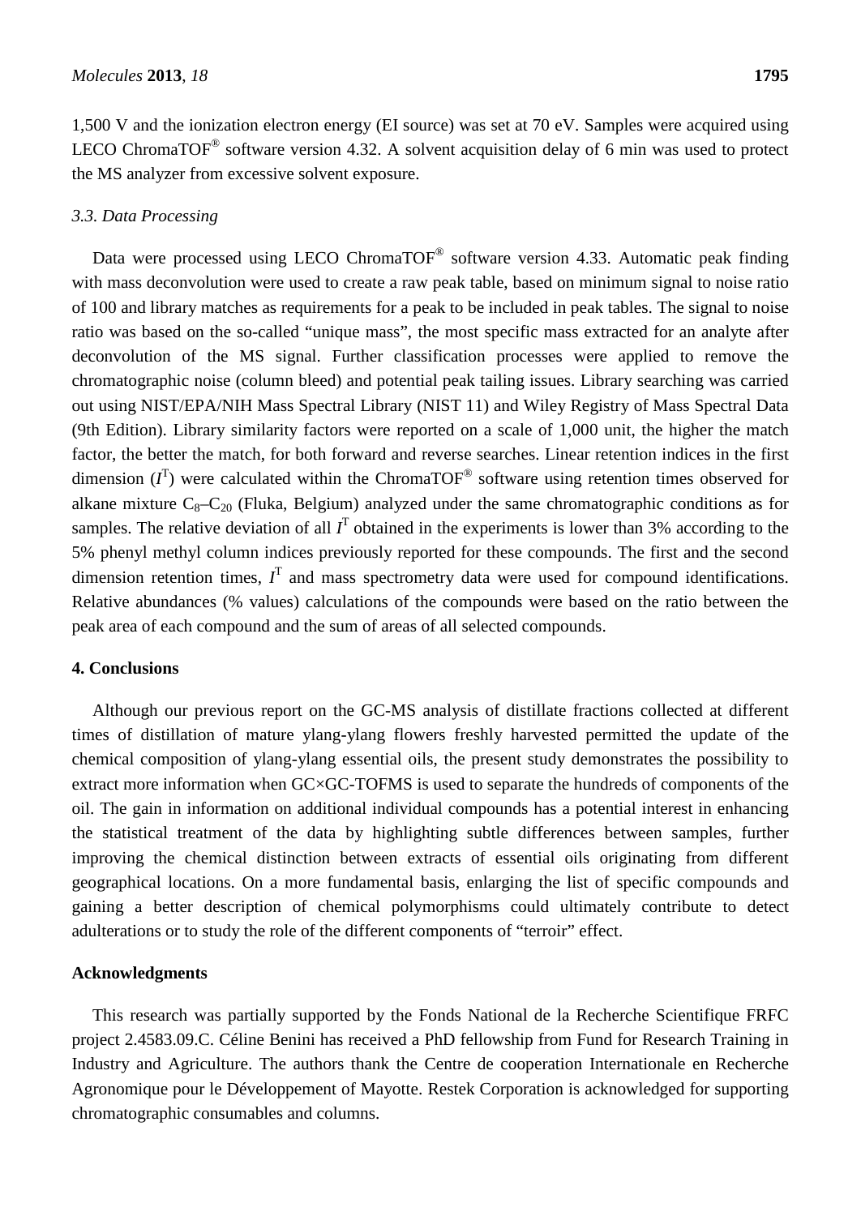1,500 V and the ionization electron energy (EI source) was set at 70 eV. Samples were acquired using LECO ChromaTOF® software version 4.32. A solvent acquisition delay of 6 min was used to protect the MS analyzer from excessive solvent exposure.

### *3.3. Data Processing*

Data were processed using LECO ChromaTOF® software version 4.33. Automatic peak finding with mass deconvolution were used to create a raw peak table, based on minimum signal to noise ratio of 100 and library matches as requirements for a peak to be included in peak tables. The signal to noise ratio was based on the so-called "unique mass", the most specific mass extracted for an analyte after deconvolution of the MS signal. Further classification processes were applied to remove the chromatographic noise (column bleed) and potential peak tailing issues. Library searching was carried out using NIST/EPA/NIH Mass Spectral Library (NIST 11) and Wiley Registry of Mass Spectral Data (9th Edition). Library similarity factors were reported on a scale of 1,000 unit, the higher the match factor, the better the match, for both forward and reverse searches. Linear retention indices in the first dimension ($I^T$) were calculated within the ChromaTOF® software using retention times observed for alkane mixture $C_8$–$C_{20}$ (Fluka, Belgium) analyzed under the same chromatographic conditions as for samples. The relative deviation of all $I^T$ obtained in the experiments is lower than 3% according to the 5% phenyl methyl column indices previously reported for these compounds. The first and the second dimension retention times, $I^T$ and mass spectrometry data were used for compound identifications. Relative abundances (% values) calculations of the compounds were based on the ratio between the peak area of each compound and the sum of areas of all selected compounds.

## 4. Conclusions

Although our previous report on the GC-MS analysis of distillate fractions collected at different times of distillation of mature ylang-ylang flowers freshly harvested permitted the update of the chemical composition of ylang-ylang essential oils, the present study demonstrates the possibility to extract more information when GC×GC-TOFMS is used to separate the hundreds of components of the oil. The gain in information on additional individual compounds has a potential interest in enhancing the statistical treatment of the data by highlighting subtle differences between samples, further improving the chemical distinction between extracts of essential oils originating from different geographical locations. On a more fundamental basis, enlarging the list of specific compounds and gaining a better description of chemical polymorphisms could ultimately contribute to detect adulterations or to study the role of the different components of "terroir" effect.

## Acknowledgments

This research was partially supported by the Fonds National de la Recherche Scientifique FRFC project 2.4583.09.C. Céline Benini has received a PhD fellowship from Fund for Research Training in Industry and Agriculture. The authors thank the Centre de cooperation Internationale en Recherche Agronomique pour le Développement of Mayotte. Restek Corporation is acknowledged for supporting chromatographic consumables and columns.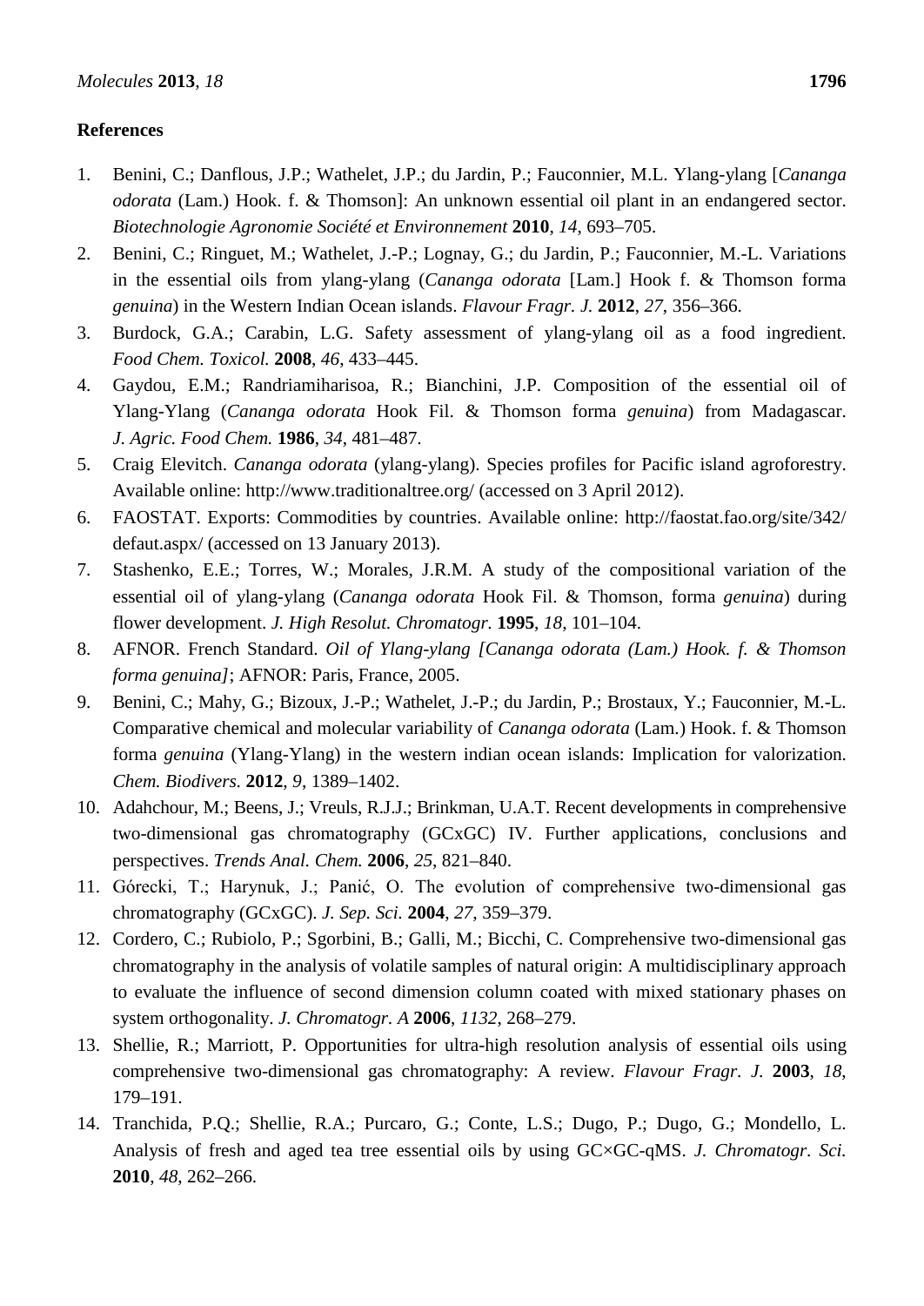## References

1. Benini, C.; Danflous, J.P.; Wathelet, J.P.; du Jardin, P.; Fauconnier, M.L. Ylang-ylang [*Cananga odorata* (Lam.) Hook. f. & Thomson]: An unknown essential oil plant in an endangered sector. *Biotechnologie Agronomie Société et Environnement* **2010**, *14*, 693–705.
2. Benini, C.; Ringuet, M.; Wathelet, J.-P.; Lognay, G.; du Jardin, P.; Fauconnier, M.-L. Variations in the essential oils from ylang-ylang (*Cananga odorata* [Lam.] Hook f. & Thomson forma *genuina*) in the Western Indian Ocean islands. *Flavour Fragr. J.* **2012**, *27*, 356–366.
3. Burdock, G.A.; Carabin, L.G. Safety assessment of ylang-ylang oil as a food ingredient. *Food Chem. Toxicol.* **2008**, *46*, 433–445.
4. Gaydou, E.M.; Randriamiharisoa, R.; Bianchini, J.P. Composition of the essential oil of Ylang-Ylang (*Cananga odorata* Hook Fil. & Thomson forma *genuina*) from Madagascar. *J. Agric. Food Chem.* **1986**, *34*, 481–487.
5. Craig Elevitch. *Cananga odorata* (ylang-ylang). Species profiles for Pacific island agroforestry. Available online: http://www.traditionaltree.org/ (accessed on 3 April 2012).
6. FAOSTAT. Exports: Commodities by countries. Available online: http://faostat.fao.org/site/342/defaut.aspx/ (accessed on 13 January 2013).
7. Stashenko, E.E.; Torres, W.; Morales, J.R.M. A study of the compositional variation of the essential oil of ylang-ylang (*Cananga odorata* Hook Fil. & Thomson, forma *genuina*) during flower development. *J. High Resolut. Chromatogr.* **1995**, *18*, 101–104.
8. AFNOR. French Standard. *Oil of Ylang-ylang [Cananga odorata (Lam.) Hook. f. & Thomson forma genuina]*; AFNOR: Paris, France, 2005.
9. Benini, C.; Mahy, G.; Bizoux, J.-P.; Wathelet, J.-P.; du Jardin, P.; Brostaux, Y.; Fauconnier, M.-L. Comparative chemical and molecular variability of *Cananga odorata* (Lam.) Hook. f. & Thomson forma *genuina* (Ylang-Ylang) in the western indian ocean islands: Implication for valorization. *Chem. Biodivers.* **2012**, *9*, 1389–1402.
10. Adahchour, M.; Beens, J.; Vreuls, R.J.J.; Brinkman, U.A.T. Recent developments in comprehensive two-dimensional gas chromatography (GCxGC) IV. Further applications, conclusions and perspectives. *Trends Anal. Chem.* **2006**, *25*, 821–840.
11. Górecki, T.; Harynuk, J.; Panić, O. The evolution of comprehensive two-dimensional gas chromatography (GCxGC). *J. Sep. Sci.* **2004**, *27*, 359–379.
12. Cordero, C.; Rubiolo, P.; Sgorbini, B.; Galli, M.; Bicchi, C. Comprehensive two-dimensional gas chromatography in the analysis of volatile samples of natural origin: A multidisciplinary approach to evaluate the influence of second dimension column coated with mixed stationary phases on system orthogonality. *J. Chromatogr. A* **2006**, *1132*, 268–279.
13. Shellie, R.; Marriott, P. Opportunities for ultra-high resolution analysis of essential oils using comprehensive two-dimensional gas chromatography: A review. *Flavour Fragr. J.* **2003**, *18*, 179–191.
14. Tranchida, P.Q.; Shellie, R.A.; Purcaro, G.; Conte, L.S.; Dugo, P.; Dugo, G.; Mondello, L. Analysis of fresh and aged tea tree essential oils by using GC×GC-qMS. *J. Chromatogr. Sci.* **2010**, *48*, 262–266.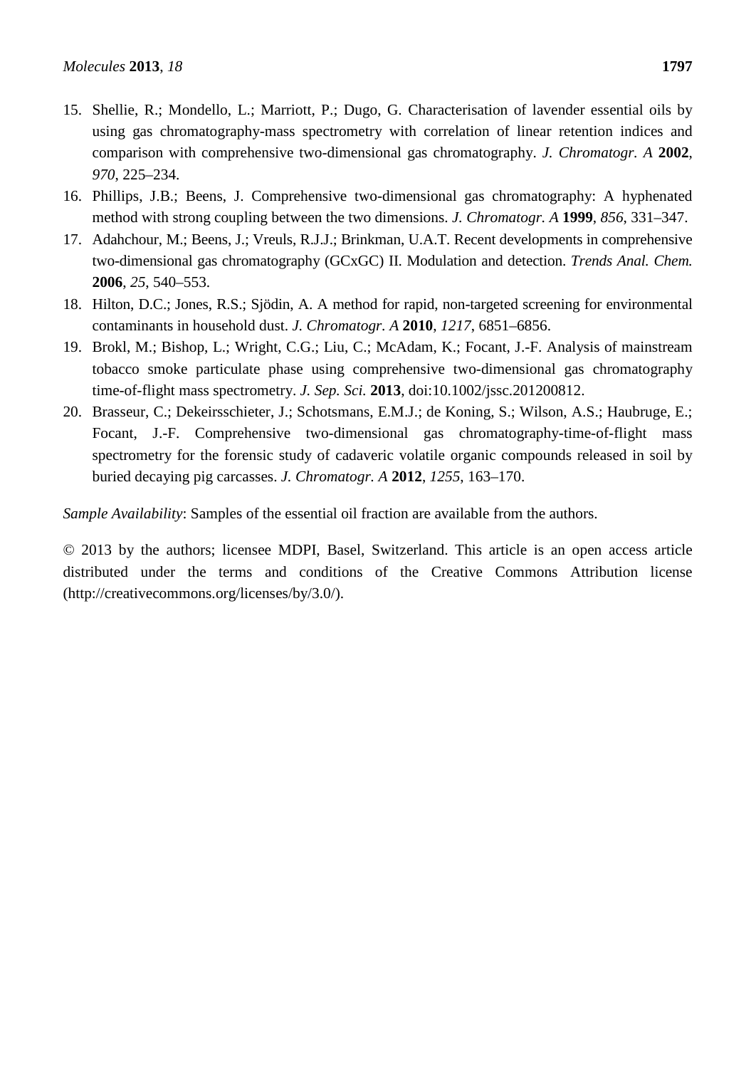15. Shellie, R.; Mondello, L.; Marriott, P.; Dugo, G. Characterisation of lavender essential oils by using gas chromatography-mass spectrometry with correlation of linear retention indices and comparison with comprehensive two-dimensional gas chromatography. *J. Chromatogr. A* **2002**, *970*, 225–234.
16. Phillips, J.B.; Beens, J. Comprehensive two-dimensional gas chromatography: A hyphenated method with strong coupling between the two dimensions. *J. Chromatogr. A* **1999**, *856*, 331–347.
17. Adahchour, M.; Beens, J.; Vreuls, R.J.J.; Brinkman, U.A.T. Recent developments in comprehensive two-dimensional gas chromatography (GCxGC) II. Modulation and detection. *Trends Anal. Chem.* **2006**, *25*, 540–553.
18. Hilton, D.C.; Jones, R.S.; Sjödin, A. A method for rapid, non-targeted screening for environmental contaminants in household dust. *J. Chromatogr. A* **2010**, *1217*, 6851–6856.
19. Brokl, M.; Bishop, L.; Wright, C.G.; Liu, C.; McAdam, K.; Focant, J.-F. Analysis of mainstream tobacco smoke particulate phase using comprehensive two-dimensional gas chromatography time-of-flight mass spectrometry. *J. Sep. Sci.* **2013**, doi:10.1002/jssc.201200812.
20. Brasseur, C.; Dekeirsschieter, J.; Schotsmans, E.M.J.; de Koning, S.; Wilson, A.S.; Haubruge, E.; Focant, J.-F. Comprehensive two-dimensional gas chromatography-time-of-flight mass spectrometry for the forensic study of cadaveric volatile organic compounds released in soil by buried decaying pig carcasses. *J. Chromatogr. A* **2012**, *1255*, 163–170.

*Sample Availability*: Samples of the essential oil fraction are available from the authors.

© 2013 by the authors; licensee MDPI, Basel, Switzerland. This article is an open access article distributed under the terms and conditions of the Creative Commons Attribution license (http://creativecommons.org/licenses/by/3.0/).